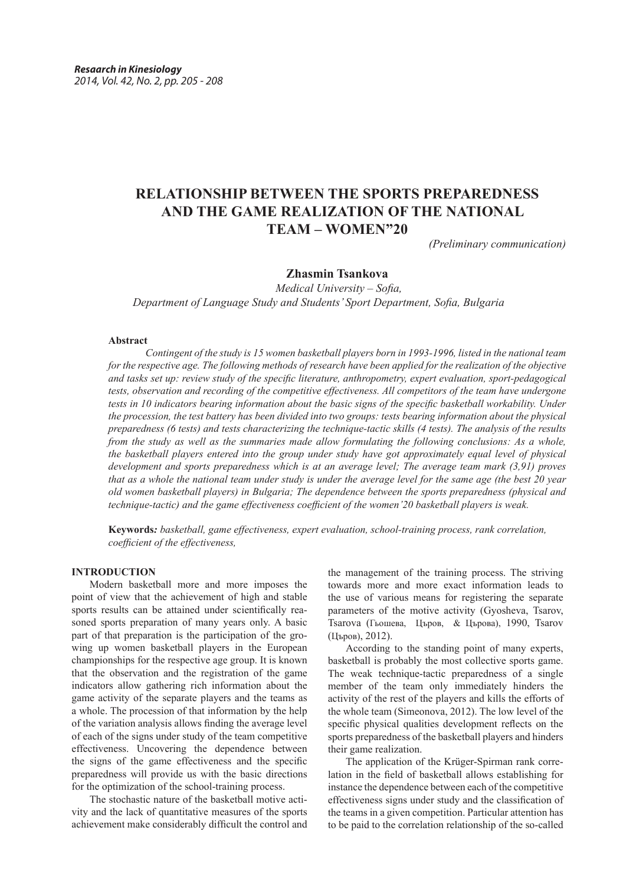# RELATIONSHIP BETWEEN THE SPORTS PREPAREDNESS AND THE GAME REALIZATION OF THE NATIONAL TEAM – WOMEN"20

*(Preliminary communication)*

**Zhasmin Tsankova**

*Medical University – Sofia,*
*Department of Language Study and Students' Sport Department, Sofia, Bulgaria*

**Abstract**

*Contingent of the study is 15 women basketball players born in 1993-1996, listed in the national team for the respective age. The following methods of research have been applied for the realization of the objective and tasks set up: review study of the specific literature, anthropometry, expert evaluation, sport-pedagogical tests, observation and recording of the competitive effectiveness. All competitors of the team have undergone tests in 10 indicators bearing information about the basic signs of the specific basketball workability. Under the procession, the test battery has been divided into two groups: tests bearing information about the physical preparedness (6 tests) and tests characterizing the technique-tactic skills (4 tests). The analysis of the results from the study as well as the summaries made allow formulating the following conclusions: As a whole, the basketball players entered into the group under study have got approximately equal level of physical development and sports preparedness which is at an average level; The average team mark (3,91) proves that as a whole the national team under study is under the average level for the same age (the best 20 year old women basketball players) in Bulgaria; The dependence between the sports preparedness (physical and technique-tactic) and the game effectiveness coefficient of the women'20 basketball players is weak.*

**Keywords:** *basketball, game effectiveness, expert evaluation, school-training process, rank correlation, coefficient of the effectiveness,*

## INTRODUCTION

Modern basketball more and more imposes the point of view that the achievement of high and stable sports results can be attained under scientifically reasoned sports preparation of many years only. A basic part of that preparation is the participation of the growing up women basketball players in the European championships for the respective age group. It is known that the observation and the registration of the game indicators allow gathering rich information about the game activity of the separate players and the teams as a whole. The procession of that information by the help of the variation analysis allows finding the average level of each of the signs under study of the team competitive effectiveness. Uncovering the dependence between the signs of the game effectiveness and the specific preparedness will provide us with the basic directions for the optimization of the school-training process.

The stochastic nature of the basketball motive activity and the lack of quantitative measures of the sports achievement make considerably difficult the control and the management of the training process. The striving towards more and more exact information leads to the use of various means for registering the separate parameters of the motive activity (Gyosheva, Tsarov, Tsarova (Гьошева, Църов, & Църова), 1990, Tsarov (Църов), 2012).

According to the standing point of many experts, basketball is probably the most collective sports game. The weak technique-tactic preparedness of a single member of the team only immediately hinders the activity of the rest of the players and kills the efforts of the whole team (Simeonova, 2012). The low level of the specific physical qualities development reflects on the sports preparedness of the basketball players and hinders their game realization.

The application of the Krüger-Spirman rank correlation in the field of basketball allows establishing for instance the dependence between each of the competitive effectiveness signs under study and the classification of the teams in a given competition. Particular attention has to be paid to the correlation relationship of the so-called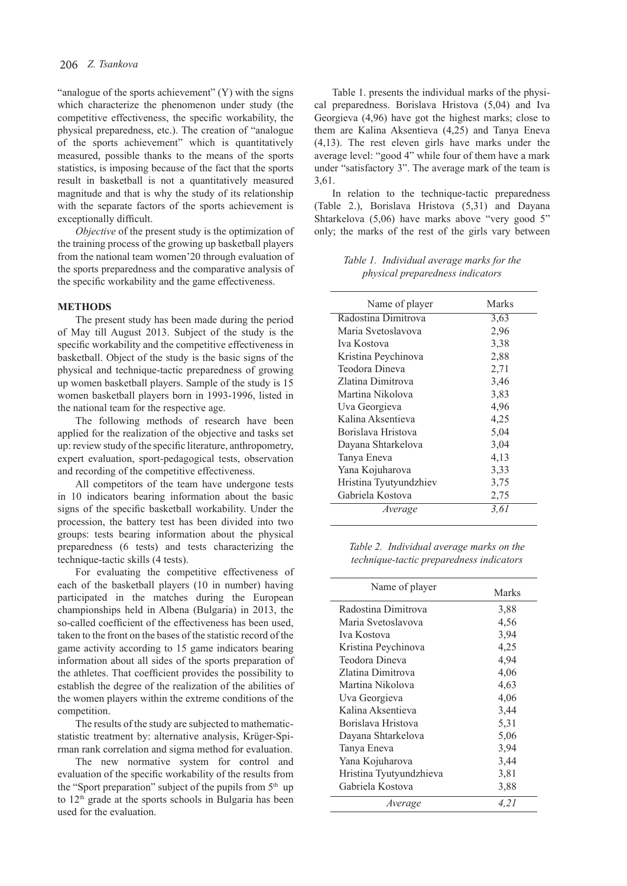"analogue of the sports achievement" (Y) with the signs which characterize the phenomenon under study (the competitive effectiveness, the specific workability, the physical preparedness, etc.). The creation of "analogue of the sports achievement" which is quantitatively measured, possible thanks to the means of the sports statistics, is imposing because of the fact that the sports result in basketball is not a quantitatively measured magnitude and that is why the study of its relationship with the separate factors of the sports achievement is exceptionally difficult.

*Objective* of the present study is the optimization of the training process of the growing up basketball players from the national team women'20 through evaluation of the sports preparedness and the comparative analysis of the specific workability and the game effectiveness.

## METHODS

The present study has been made during the period of May till August 2013. Subject of the study is the specific workability and the competitive effectiveness in basketball. Object of the study is the basic signs of the physical and technique-tactic preparedness of growing up women basketball players. Sample of the study is 15 women basketball players born in 1993-1996, listed in the national team for the respective age.

The following methods of research have been applied for the realization of the objective and tasks set up: review study of the specific literature, anthropometry, expert evaluation, sport-pedagogical tests, observation and recording of the competitive effectiveness.

All competitors of the team have undergone tests in 10 indicators bearing information about the basic signs of the specific basketball workability. Under the procession, the battery test has been divided into two groups: tests bearing information about the physical preparedness (6 tests) and tests characterizing the technique-tactic skills (4 tests).

For evaluating the competitive effectiveness of each of the basketball players (10 in number) having participated in the matches during the European championships held in Albena (Bulgaria) in 2013, the so-called coefficient of the effectiveness has been used, taken to the front on the bases of the statistic record of the game activity according to 15 game indicators bearing information about all sides of the sports preparation of the athletes. That coefficient provides the possibility to establish the degree of the realization of the abilities of the women players within the extreme conditions of the competition.

The results of the study are subjected to mathematic-statistic treatment by: alternative analysis, Krüger-Spirman rank correlation and sigma method for evaluation.

The new normative system for control and evaluation of the specific workability of the results from the "Sport preparation" subject of the pupils from 5[th] up to 12[th] grade at the sports schools in Bulgaria has been used for the evaluation.

Table 1. presents the individual marks of the physical preparedness. Borislava Hristova (5,04) and Iva Georgieva (4,96) have got the highest marks; close to them are Kalina Aksentieva (4,25) and Tanya Eneva (4,13). The rest eleven girls have marks under the average level: "good 4" while four of them have a mark under "satisfactory 3". The average mark of the team is 3,61.

In relation to the technique-tactic preparedness (Table 2.), Borislava Hristova (5,31) and Dayana Shtarkelova (5,06) have marks above "very good 5" only; the marks of the rest of the girls vary between

*Table 1. Individual average marks for the physical preparedness indicators*

| Name of player | Marks |
|---|---|
| Radostina Dimitrova | 3,63 |
| Maria Svetoslavova | 2,96 |
| Iva Kostova | 3,38 |
| Kristina Peychinova | 2,88 |
| Teodora Dineva | 2,71 |
| Zlatina Dimitrova | 3,46 |
| Martina Nikolova | 3,83 |
| Uva Georgieva | 4,96 |
| Kalina Aksentieva | 4,25 |
| Borislava Hristova | 5,04 |
| Dayana Shtarkelova | 3,04 |
| Tanya Eneva | 4,13 |
| Yana Kojuharova | 3,33 |
| Hristina Tyutyundzhiev | 3,75 |
| Gabriela Kostova | 2,75 |
| *Average* | *3,61* |

*Table 2. Individual average marks on the technique-tactic preparedness indicators*

| Name of player | Marks |
|---|---|
| Radostina Dimitrova | 3,88 |
| Maria Svetoslavova | 4,56 |
| Iva Kostova | 3,94 |
| Kristina Peychinova | 4,25 |
| Teodora Dineva | 4,94 |
| Zlatina Dimitrova | 4,06 |
| Martina Nikolova | 4,63 |
| Uva Georgieva | 4,06 |
| Kalina Aksentieva | 3,44 |
| Borislava Hristova | 5,31 |
| Dayana Shtarkelova | 5,06 |
| Tanya Eneva | 3,94 |
| Yana Kojuharova | 3,44 |
| Hristina Tyutyundzhieva | 3,81 |
| Gabriela Kostova | 3,88 |
| *Average* | *4,21* |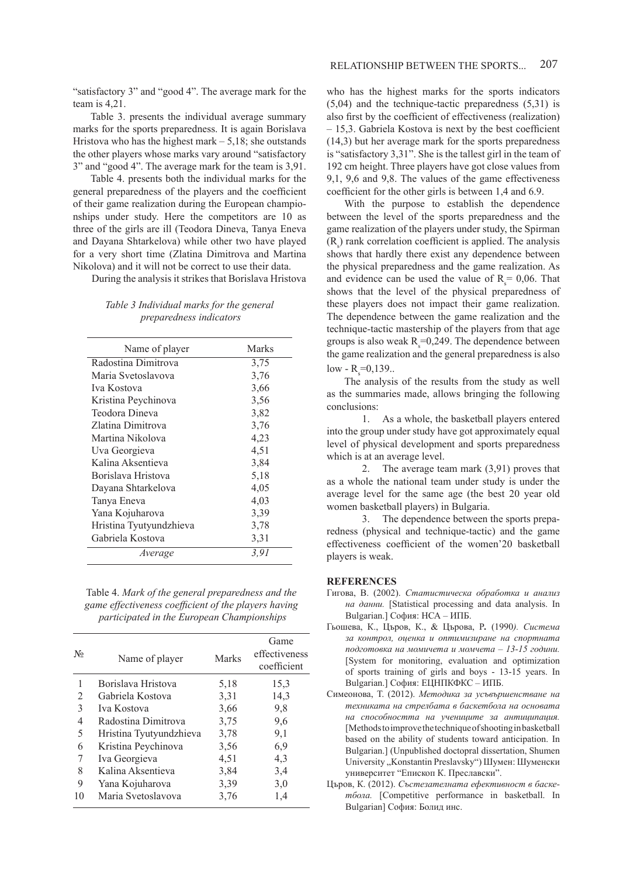"satisfactory 3" and "good 4". The average mark for the team is 4,21.

Table 3. presents the individual average summary marks for the sports preparedness. It is again Borislava Hristova who has the highest mark – 5,18; she outstands the other players whose marks vary around "satisfactory 3" and "good 4". The average mark for the team is 3,91.

Table 4. presents both the individual marks for the general preparedness of the players and the coefficient of their game realization during the European championships under study. Here the competitors are 10 as three of the girls are ill (Teodora Dineva, Tanya Eneva and Dayana Shtarkelova) while other two have played for a very short time (Zlatina Dimitrova and Martina Nikolova) and it will not be correct to use their data.

During the analysis it strikes that Borislava Hristova

*Table 3 Individual marks for the general preparedness indicators*

| Name of player | Marks |
|---|---|
| Radostina Dimitrova | 3,75 |
| Maria Svetoslavova | 3,76 |
| Iva Kostova | 3,66 |
| Kristina Peychinova | 3,56 |
| Teodora Dineva | 3,82 |
| Zlatina Dimitrova | 3,76 |
| Martina Nikolova | 4,23 |
| Uva Georgieva | 4,51 |
| Kalina Aksentieva | 3,84 |
| Borislava Hristova | 5,18 |
| Dayana Shtarkelova | 4,05 |
| Tanya Eneva | 4,03 |
| Yana Kojuharova | 3,39 |
| Hristina Tyutyundzhieva | 3,78 |
| Gabriela Kostova | 3,31 |
| *Average* | *3,91* |

Table 4. *Mark of the general preparedness and the game effectiveness coefficient of the players having participated in the European Championships*

| № | Name of player | Marks | Game effectiveness coefficient |
|---|---|---|---|
| 1 | Borislava Hristova | 5,18 | 15,3 |
| 2 | Gabriela Kostova | 3,31 | 14,3 |
| 3 | Iva Kostova | 3,66 | 9,8 |
| 4 | Radostina Dimitrova | 3,75 | 9,6 |
| 5 | Hristina Tyutyundzhieva | 3,78 | 9,1 |
| 6 | Kristina Peychinova | 3,56 | 6,9 |
| 7 | Iva Georgieva | 4,51 | 4,3 |
| 8 | Kalina Aksentieva | 3,84 | 3,4 |
| 9 | Yana Kojuharova | 3,39 | 3,0 |
| 10 | Maria Svetoslavova | 3,76 | 1,4 |

who has the highest marks for the sports indicators (5,04) and the technique-tactic preparedness (5,31) is also first by the coefficient of effectiveness (realization) – 15,3. Gabriela Kostova is next by the best coefficient (14,3) but her average mark for the sports preparedness is "satisfactory 3,31". She is the tallest girl in the team of 192 cm height. Three players have got close values from 9,1, 9,6 and 9,8. The values of the game effectiveness coefficient for the other girls is between 1,4 and 6.9.

With the purpose to establish the dependence between the level of the sports preparedness and the game realization of the players under study, the Spirman ($R_s$) rank correlation coefficient is applied. The analysis shows that hardly there exist any dependence between the physical preparedness and the game realization. As and evidence can be used the value of $R_s = 0,06$. That shows that the level of the physical preparedness of these players does not impact their game realization. The dependence between the game realization and the technique-tactic mastership of the players from that age groups is also weak $R_s=0,249$. The dependence between the game realization and the general preparedness is also low - $R_s=0,139$..

The analysis of the results from the study as well as the summaries made, allows bringing the following conclusions:

1. As a whole, the basketball players entered into the group under study have got approximately equal level of physical development and sports preparedness which is at an average level.
2. The average team mark (3,91) proves that as a whole the national team under study is under the average level for the same age (the best 20 year old women basketball players) in Bulgaria.
3. The dependence between the sports preparedness (physical and technique-tactic) and the game effectiveness coefficient of the women'20 basketball players is weak.

## REFERENCES

Гигова, В. (2002). *Статистическа обработка и анализ на данни.* [Statistical processing and data analysis. In Bulgarian.] София: НСА – ИПБ.

Гьошева, К., Църов, К., & Църова, Р. (1990). *Система за контрол, оценка и оптимизиране на спортната подготовка на момичета и момчета – 13-15 години.* [System for monitoring, evaluation and optimization of sports training of girls and boys - 13-15 years. In Bulgarian.] София: ЕЦНПКФКС – ИПБ.

Симеонова, Т. (2012). *Методика за усъвършенстване на техниката на стрелбата в баскетбола на основата на способността на учениците за антиципация.* [Methods to improve the technique of shooting in basketball based on the ability of students toward anticipation. In Bulgarian.] (Unpublished doctopral dissertation, Shumen University „Konstantin Preslavsky") Шумен: Шуменски университет "Епископ К. Преславски".

Църов, К. (2012). *Състезателната ефективност в баскетбола.* [Competitive performance in basketball. In Bulgarian] София: Болид инс.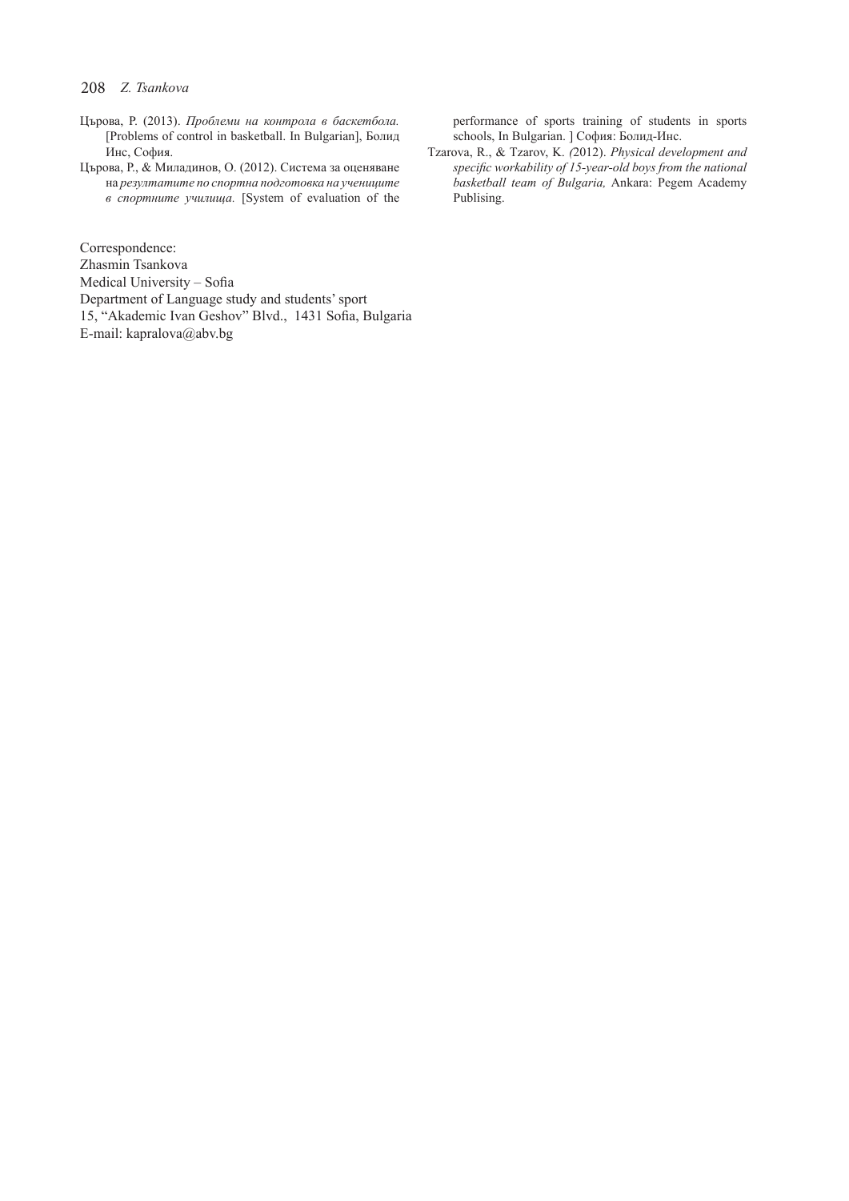Църова, Р. (2013). *Проблеми на контрола в баскетбола.* [Problems of control in basketball. In Bulgarian], Болид Инс, София.

Църова, Р., & Миладинов, О. (2012). Система за оценяване на *резултатите по спортна подготовка на учениците в спортните училища.* [System of evaluation of the performance of sports training of students in sports schools, In Bulgarian. ] София: Болид-Инс.

Tzarova, R., & Tzarov, K. *(*2012). *Physical development and specific workability of 15-year-old boys from the national basketball team of Bulgaria,* Ankara: Pegem Academy Publising.

Correspondence:
Zhasmin Tsankova
Medical University – Sofia
Department of Language study and students' sport
15, "Akademic Ivan Geshov" Blvd., 1431 Sofia, Bulgaria
E-mail: kapralova@abv.bg